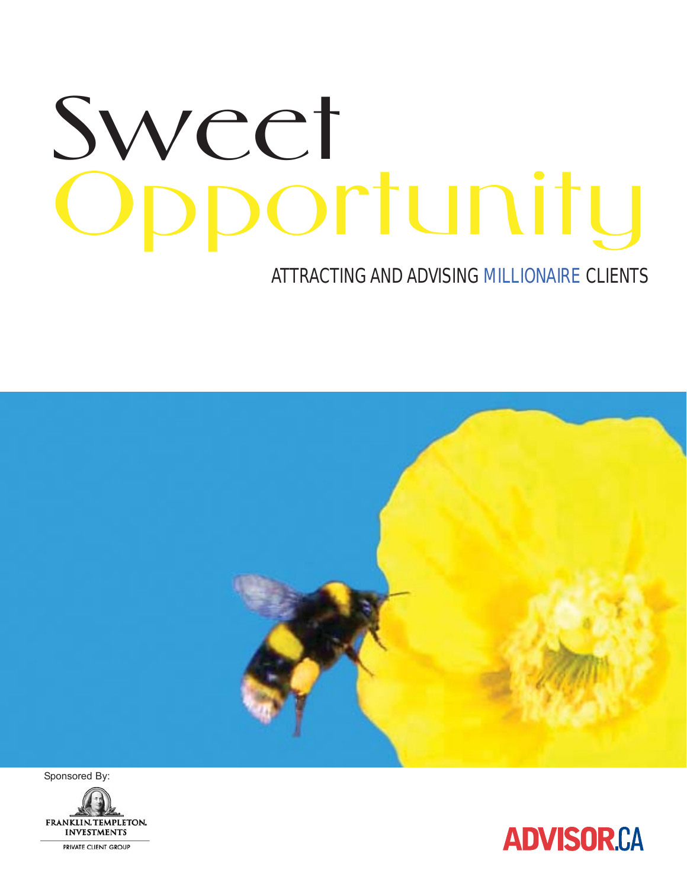# Sweet Opportunity

## ATTRACTING AND ADVISING MILLIONAIRE CLIENTS

Sponsored By:

FRANKLIN TEMPLETON INVESTMENTS
PRIVATE CLIENT GROUP

ADVISOR.CA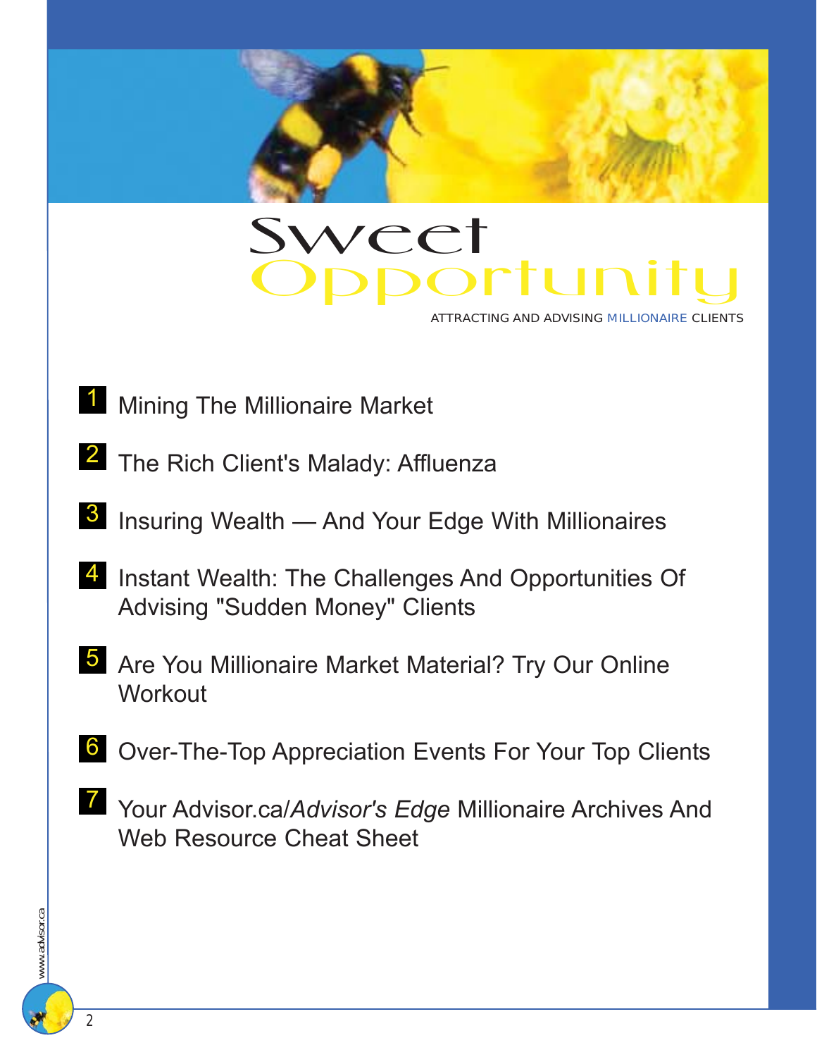# Sweet Opportunity

ATTRACTING AND ADVISING MILLIONAIRE CLIENTS

1. Mining The Millionaire Market
2. The Rich Client's Malady: Affluenza
3. Insuring Wealth — And Your Edge With Millionaires
4. Instant Wealth: The Challenges And Opportunities Of Advising "Sudden Money" Clients
5. Are You Millionaire Market Material? Try Our Online Workout
6. Over-The-Top Appreciation Events For Your Top Clients
7. Your Advisor.ca/*Advisor's Edge* Millionaire Archives And Web Resource Cheat Sheet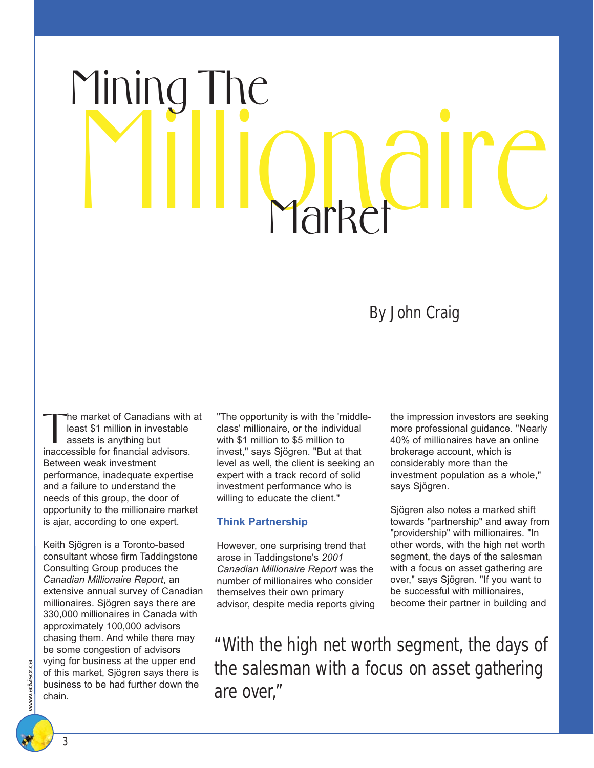# Mining The Millionaire Market

By John Craig

The market of Canadians with at least $1 million in investable assets is anything but inaccessible for financial advisors. Between weak investment performance, inadequate expertise and a failure to understand the needs of this group, the door of opportunity to the millionaire market is ajar, according to one expert.

Keith Sjögren is a Toronto-based consultant whose firm Taddingstone Consulting Group produces the *Canadian Millionaire Report*, an extensive annual survey of Canadian millionaires. Sjögren says there are 330,000 millionaires in Canada with approximately 100,000 advisors chasing them. And while there may be some congestion of advisors vying for business at the upper end of this market, Sjögren says there is business to be had further down the chain.

"The opportunity is with the 'middle-class' millionaire, or the individual with $1 million to $5 million to invest," says Sjögren. "But at that level as well, the client is seeking an expert with a track record of solid investment performance who is willing to educate the client."

### Think Partnership

However, one surprising trend that arose in Taddingstone's *2001 Canadian Millionaire Report* was the number of millionaires who consider themselves their own primary advisor, despite media reports giving the impression investors are seeking more professional guidance. "Nearly 40% of millionaires have an online brokerage account, which is considerably more than the investment population as a whole," says Sjögren.

Sjögren also notes a marked shift towards "partnership" and away from "providership" with millionaires. "In other words, with the high net worth segment, the days of the salesman with a focus on asset gathering are over," says Sjögren. "If you want to be successful with millionaires, become their partner in building and

> "With the high net worth segment, the days of the salesman with a focus on asset gathering are over,"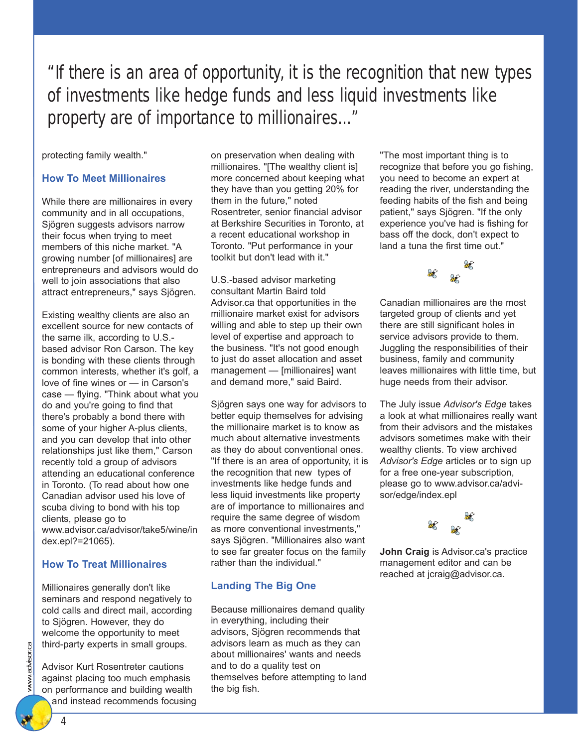> "If there is an area of opportunity, it is the recognition that new types of investments like hedge funds and less liquid investments like property are of importance to millionaires..."

protecting family wealth."

### How To Meet Millionaires

While there are millionaires in every community and in all occupations, Sjögren suggests advisors narrow their focus when trying to meet members of this niche market. "A growing number [of millionaires] are entrepreneurs and advisors would do well to join associations that also attract entrepreneurs," says Sjögren.

Existing wealthy clients are also an excellent source for new contacts of the same ilk, according to U.S.-based advisor Ron Carson. The key is bonding with these clients through common interests, whether it's golf, a love of fine wines or — in Carson's case — flying. "Think about what you do and you're going to find that there's probably a bond there with some of your higher A-plus clients, and you can develop that into other relationships just like them," Carson recently told a group of advisors attending an educational conference in Toronto. (To read about how one Canadian advisor used his love of scuba diving to bond with his top clients, please go to www.advisor.ca/advisor/take5/wine/index.epl?=21065).

### How To Treat Millionaires

Millionaires generally don't like seminars and respond negatively to cold calls and direct mail, according to Sjögren. However, they do welcome the opportunity to meet third-party experts in small groups.

Advisor Kurt Rosentreter cautions against placing too much emphasis on performance and building wealth and instead recommends focusing on preservation when dealing with millionaires. "[The wealthy client is] more concerned about keeping what they have than you getting 20% for them in the future," noted Rosentreter, senior financial advisor at Berkshire Securities in Toronto, at a recent educational workshop in Toronto. "Put performance in your toolkit but don't lead with it."

U.S.-based advisor marketing consultant Martin Baird told Advisor.ca that opportunities in the millionaire market exist for advisors willing and able to step up their own level of expertise and approach to the business. "It's not good enough to just do asset allocation and asset management — [millionaires] want and demand more," said Baird.

Sjögren says one way for advisors to better equip themselves for advising the millionaire market is to know as much about alternative investments as they do about conventional ones. "If there is an area of opportunity, it is the recognition that new types of investments like hedge funds and less liquid investments like property are of importance to millionaires and require the same degree of wisdom as more conventional investments," says Sjögren. "Millionaires also want to see far greater focus on the family rather than the individual."

### Landing The Big One

Because millionaires demand quality in everything, including their advisors, Sjögren recommends that advisors learn as much as they can about millionaires' wants and needs and to do a quality test on themselves before attempting to land the big fish.

"The most important thing is to recognize that before you go fishing, you need to become an expert at reading the river, understanding the feeding habits of the fish and being patient," says Sjögren. "If the only experience you've had is fishing for bass off the dock, don't expect to land a tuna the first time out."

Canadian millionaires are the most targeted group of clients and yet there are still significant holes in service advisors provide to them. Juggling the responsibilities of their business, family and community leaves millionaires with little time, but huge needs from their advisor.

The July issue *Advisor's Edge* takes a look at what millionaires really want from their advisors and the mistakes advisors sometimes make with their wealthy clients. To view archived *Advisor's Edge* articles or to sign up for a free one-year subscription, please go to www.advisor.ca/advisor/edge/index.epl

**John Craig** is Advisor.ca's practice management editor and can be reached at jcraig@advisor.ca.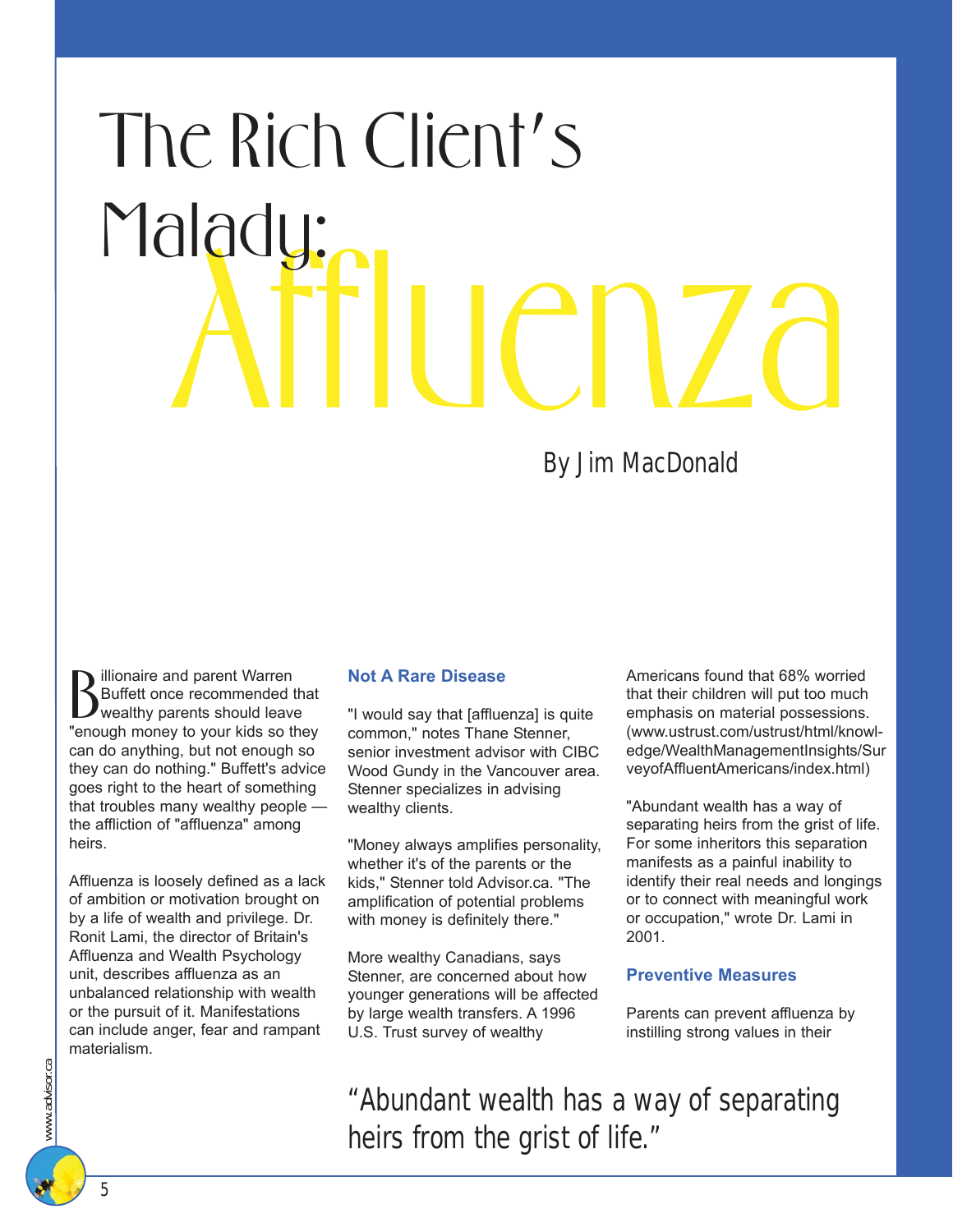# The Rich Client's Malady: Affluenza

By Jim MacDonald

Billionaire and parent Warren Buffett once recommended that wealthy parents should leave "enough money to your kids so they can do anything, but not enough so they can do nothing." Buffett's advice goes right to the heart of something that troubles many wealthy people — the affliction of "affluenza" among heirs.

Affluenza is loosely defined as a lack of ambition or motivation brought on by a life of wealth and privilege. Dr. Ronit Lami, the director of Britain's Affluenza and Wealth Psychology unit, describes affluenza as an unbalanced relationship with wealth or the pursuit of it. Manifestations can include anger, fear and rampant materialism.

### Not A Rare Disease

"I would say that [affluenza] is quite common," notes Thane Stenner, senior investment advisor with CIBC Wood Gundy in the Vancouver area. Stenner specializes in advising wealthy clients.

"Money always amplifies personality, whether it's of the parents or the kids," Stenner told Advisor.ca. "The amplification of potential problems with money is definitely there."

More wealthy Canadians, says Stenner, are concerned about how younger generations will be affected by large wealth transfers. A 1996 U.S. Trust survey of wealthy Americans found that 68% worried that their children will put too much emphasis on material possessions. (www.ustrust.com/ustrust/html/knowledge/WealthManagementInsights/SurveyofAffluentAmericans/index.html)

"Abundant wealth has a way of separating heirs from the grist of life. For some inheritors this separation manifests as a painful inability to identify their real needs and longings or to connect with meaningful work or occupation," wrote Dr. Lami in 2001.

### Preventive Measures

Parents can prevent affluenza by instilling strong values in their

> "Abundant wealth has a way of separating heirs from the grist of life."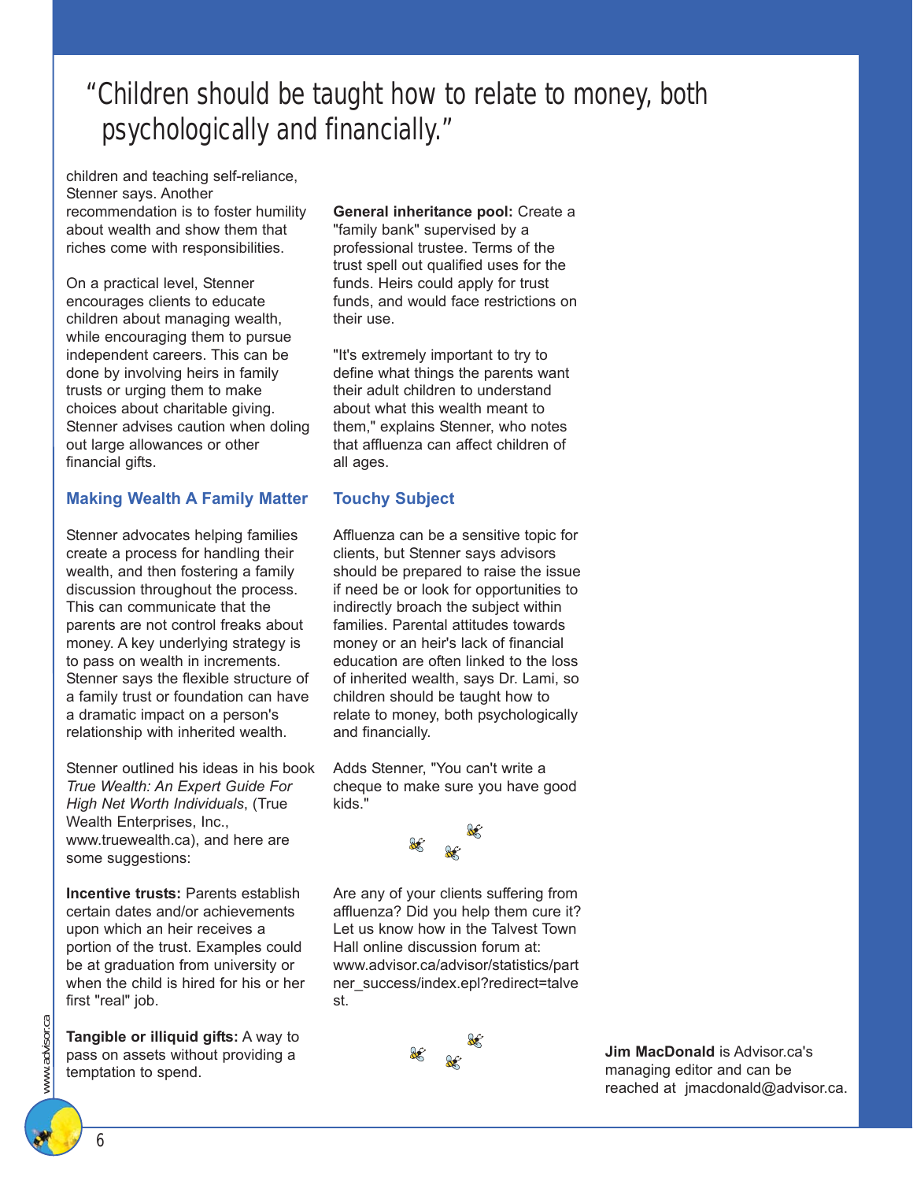> "Children should be taught how to relate to money, both psychologically and financially."

children and teaching self-reliance, Stenner says. Another recommendation is to foster humility about wealth and show them that riches come with responsibilities.

On a practical level, Stenner encourages clients to educate children about managing wealth, while encouraging them to pursue independent careers. This can be done by involving heirs in family trusts or urging them to make choices about charitable giving. Stenner advises caution when doling out large allowances or other financial gifts.

### Making Wealth A Family Matter

Stenner advocates helping families create a process for handling their wealth, and then fostering a family discussion throughout the process. This can communicate that the parents are not control freaks about money. A key underlying strategy is to pass on wealth in increments. Stenner says the flexible structure of a family trust or foundation can have a dramatic impact on a person's relationship with inherited wealth.

Stenner outlined his ideas in his book *True Wealth: An Expert Guide For High Net Worth Individuals*, (True Wealth Enterprises, Inc., www.truewealth.ca), and here are some suggestions:

**Incentive trusts:** Parents establish certain dates and/or achievements upon which an heir receives a portion of the trust. Examples could be at graduation from university or when the child is hired for his or her first "real" job.

**Tangible or illiquid gifts:** A way to pass on assets without providing a temptation to spend.

**General inheritance pool:** Create a "family bank" supervised by a professional trustee. Terms of the trust spell out qualified uses for the funds. Heirs could apply for trust funds, and would face restrictions on their use.

"It's extremely important to try to define what things the parents want their adult children to understand about what this wealth meant to them," explains Stenner, who notes that affluenza can affect children of all ages.

### Touchy Subject

Affluenza can be a sensitive topic for clients, but Stenner says advisors should be prepared to raise the issue if need be or look for opportunities to indirectly broach the subject within families. Parental attitudes towards money or an heir's lack of financial education are often linked to the loss of inherited wealth, says Dr. Lami, so children should be taught how to relate to money, both psychologically and financially.

Adds Stenner, "You can't write a cheque to make sure you have good kids."

Are any of your clients suffering from affluenza? Did you help them cure it? Let us know how in the Talvest Town Hall online discussion forum at: www.advisor.ca/advisor/statistics/partner_success/index.epl?redirect=talvest.

**Jim MacDonald** is Advisor.ca's managing editor and can be reached at jmacdonald@advisor.ca.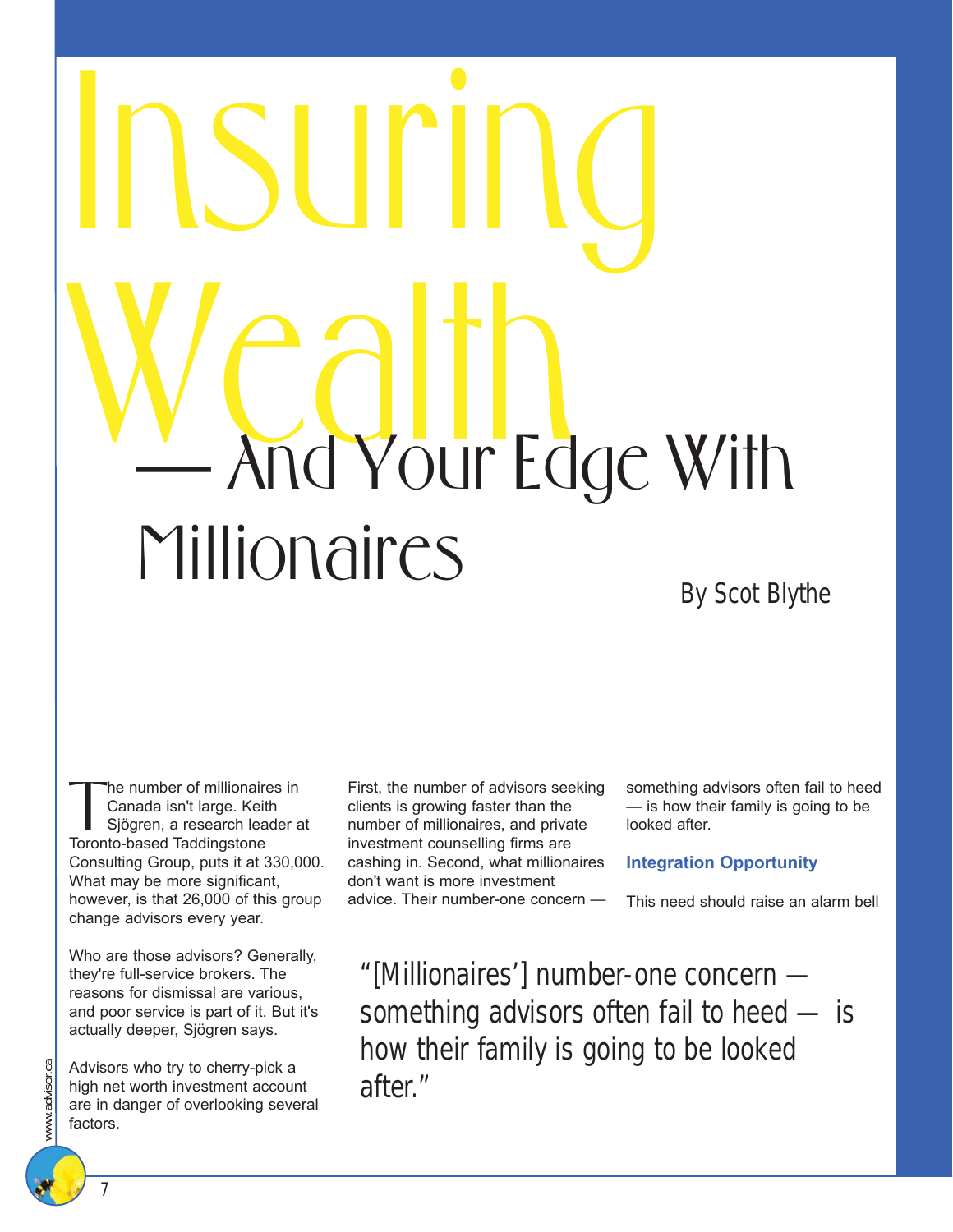# Insuring Wealth — And Your Edge With Millionaires

By Scot Blythe

The number of millionaires in Canada isn't large. Keith Sjögren, a research leader at Toronto-based Taddingstone Consulting Group, puts it at 330,000. What may be more significant, however, is that 26,000 of this group change advisors every year.

Who are those advisors? Generally, they're full-service brokers. The reasons for dismissal are various, and poor service is part of it. But it's actually deeper, Sjögren says.

Advisors who try to cherry-pick a high net worth investment account are in danger of overlooking several factors.

First, the number of advisors seeking clients is growing faster than the number of millionaires, and private investment counselling firms are cashing in. Second, what millionaires don't want is more investment advice. Their number-one concern — something advisors often fail to heed — is how their family is going to be looked after.

> "[Millionaires'] number-one concern — something advisors often fail to heed — is how their family is going to be looked after."

### Integration Opportunity

This need should raise an alarm bell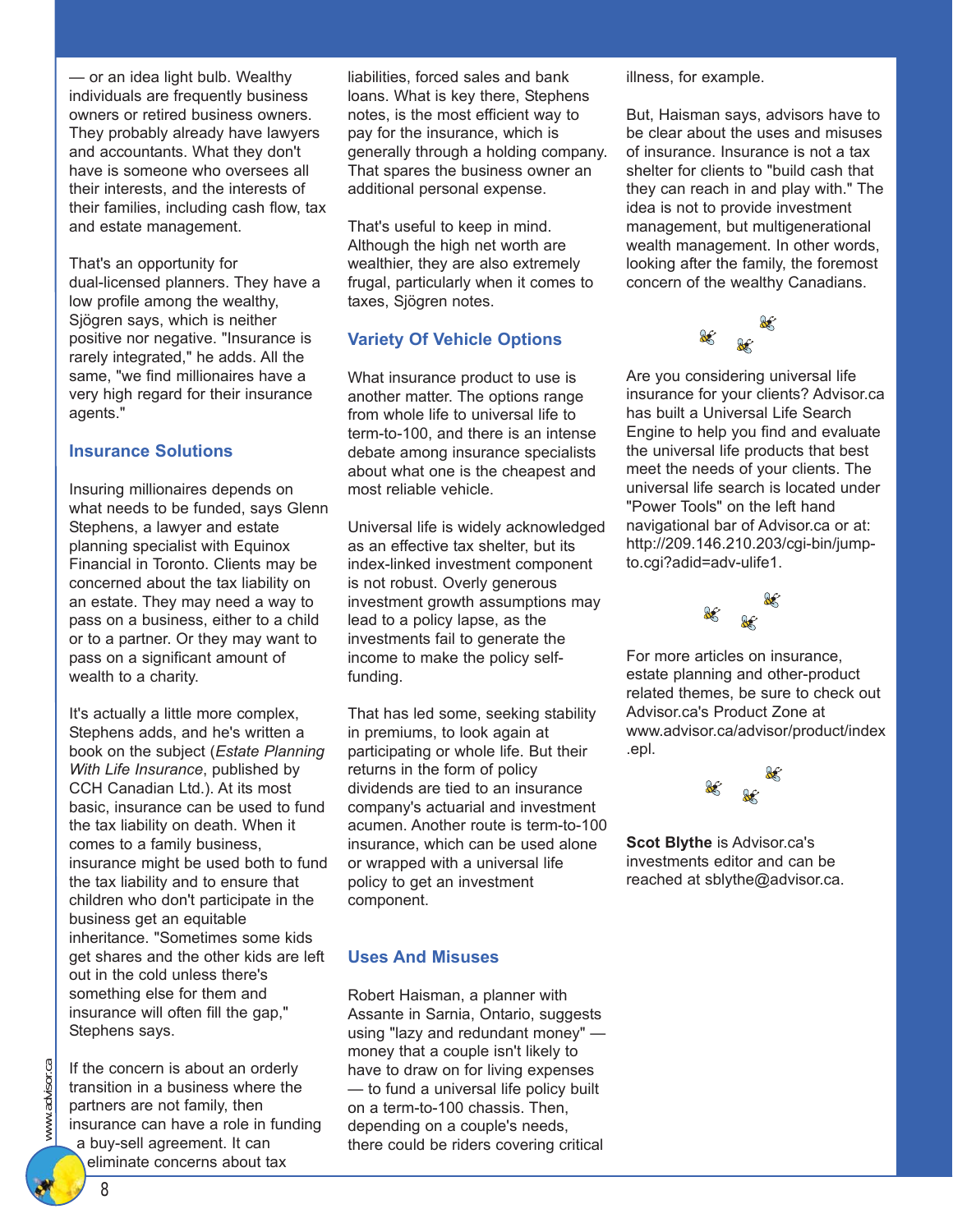— or an idea light bulb. Wealthy individuals are frequently business owners or retired business owners. They probably already have lawyers and accountants. What they don't have is someone who oversees all their interests, and the interests of their families, including cash flow, tax and estate management.

That's an opportunity for dual-licensed planners. They have a low profile among the wealthy, Sjögren says, which is neither positive nor negative. "Insurance is rarely integrated," he adds. All the same, "we find millionaires have a very high regard for their insurance agents."

## Insurance Solutions

Insuring millionaires depends on what needs to be funded, says Glenn Stephens, a lawyer and estate planning specialist with Equinox Financial in Toronto. Clients may be concerned about the tax liability on an estate. They may need a way to pass on a business, either to a child or to a partner. Or they may want to pass on a significant amount of wealth to a charity.

It's actually a little more complex, Stephens adds, and he's written a book on the subject (*Estate Planning With Life Insurance*, published by CCH Canadian Ltd.). At its most basic, insurance can be used to fund the tax liability on death. When it comes to a family business, insurance might be used both to fund the tax liability and to ensure that children who don't participate in the business get an equitable inheritance. "Sometimes some kids get shares and the other kids are left out in the cold unless there's something else for them and insurance will often fill the gap," Stephens says.

If the concern is about an orderly transition in a business where the partners are not family, then insurance can have a role in funding a buy-sell agreement. It can eliminate concerns about tax liabilities, forced sales and bank loans. What is key there, Stephens notes, is the most efficient way to pay for the insurance, which is generally through a holding company. That spares the business owner an additional personal expense.

That's useful to keep in mind. Although the high net worth are wealthier, they are also extremely frugal, particularly when it comes to taxes, Sjögren notes.

## Variety Of Vehicle Options

What insurance product to use is another matter. The options range from whole life to universal life to term-to-100, and there is an intense debate among insurance specialists about what one is the cheapest and most reliable vehicle.

Universal life is widely acknowledged as an effective tax shelter, but its index-linked investment component is not robust. Overly generous investment growth assumptions may lead to a policy lapse, as the investments fail to generate the income to make the policy self-funding.

That has led some, seeking stability in premiums, to look again at participating or whole life. But their returns in the form of policy dividends are tied to an insurance company's actuarial and investment acumen. Another route is term-to-100 insurance, which can be used alone or wrapped with a universal life policy to get an investment component.

## Uses And Misuses

Robert Haisman, a planner with Assante in Sarnia, Ontario, suggests using "lazy and redundant money" — money that a couple isn't likely to have to draw on for living expenses — to fund a universal life policy built on a term-to-100 chassis. Then, depending on a couple's needs, there could be riders covering critical illness, for example.

But, Haisman says, advisors have to be clear about the uses and misuses of insurance. Insurance is not a tax shelter for clients to "build cash that they can reach in and play with." The idea is not to provide investment management, but multigenerational wealth management. In other words, looking after the family, the foremost concern of the wealthy Canadians.

Are you considering universal life insurance for your clients? Advisor.ca has built a Universal Life Search Engine to help you find and evaluate the universal life products that best meet the needs of your clients. The universal life search is located under "Power Tools" on the left hand navigational bar of Advisor.ca or at: http://209.146.210.203/cgi-bin/jump-to.cgi?adid=adv-ulife1.

For more articles on insurance, estate planning and other-product related themes, be sure to check out Advisor.ca's Product Zone at www.advisor.ca/advisor/product/index.epl.

**Scot Blythe** is Advisor.ca's investments editor and can be reached at sblythe@advisor.ca.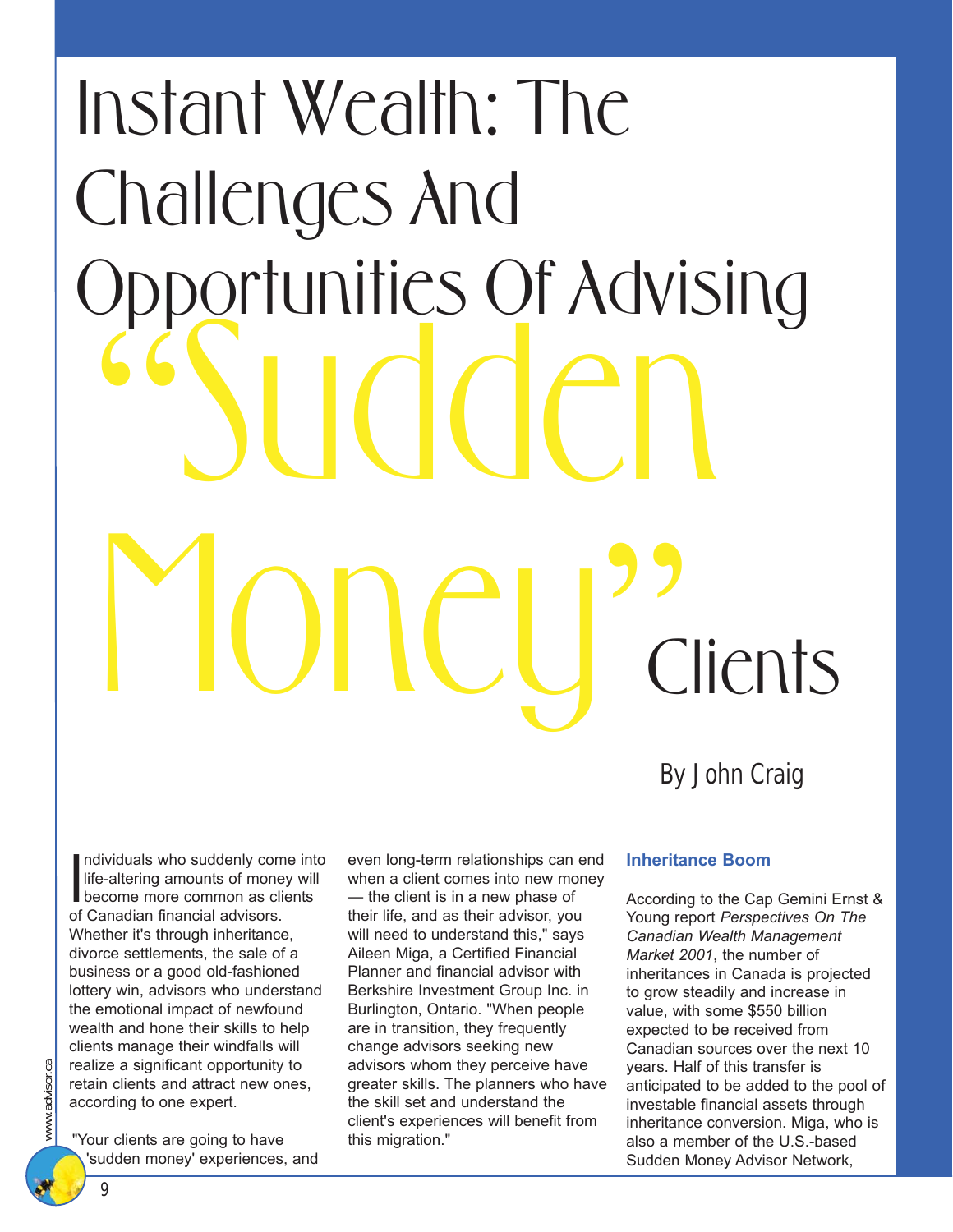# Instant Wealth: The Challenges And Opportunities Of Advising "Sudden Money" Clients

By John Craig

Individuals who suddenly come into life-altering amounts of money will become more common as clients of Canadian financial advisors. Whether it's through inheritance, divorce settlements, the sale of a business or a good old-fashioned lottery win, advisors who understand the emotional impact of newfound wealth and hone their skills to help clients manage their windfalls will realize a significant opportunity to retain clients and attract new ones, according to one expert.

"Your clients are going to have 'sudden money' experiences, and even long-term relationships can end when a client comes into new money — the client is in a new phase of their life, and as their advisor, you will need to understand this," says Aileen Miga, a Certified Financial Planner and financial advisor with Berkshire Investment Group Inc. in Burlington, Ontario. "When people are in transition, they frequently change advisors seeking new advisors whom they perceive have greater skills. The planners who have the skill set and understand the client's experiences will benefit from this migration."

### Inheritance Boom

According to the Cap Gemini Ernst & Young report *Perspectives On The Canadian Wealth Management Market 2001*, the number of inheritances in Canada is projected to grow steadily and increase in value, with some $550 billion expected to be received from Canadian sources over the next 10 years. Half of this transfer is anticipated to be added to the pool of investable financial assets through inheritance conversion. Miga, who is also a member of the U.S.-based Sudden Money Advisor Network,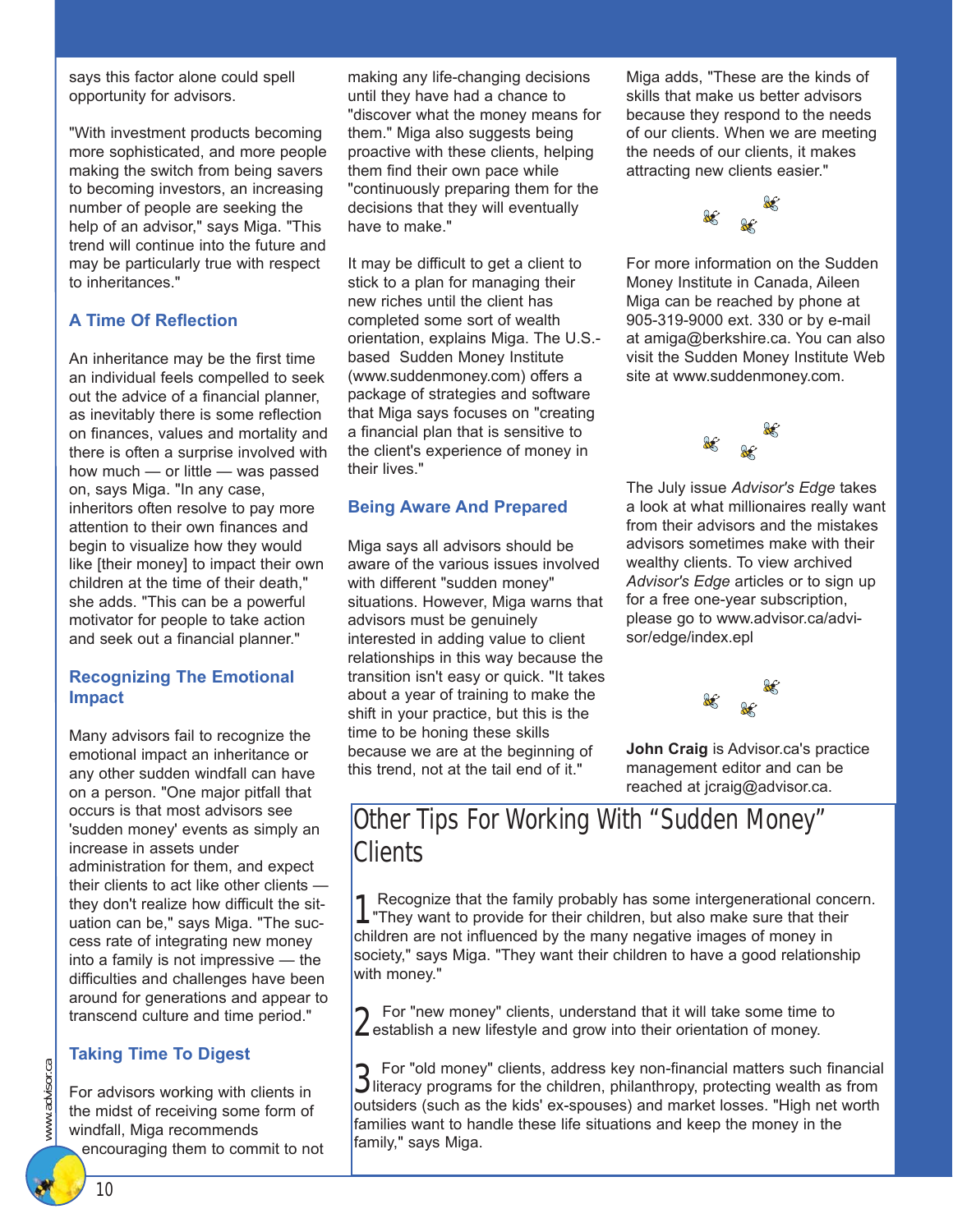says this factor alone could spell opportunity for advisors.

"With investment products becoming more sophisticated, and more people making the switch from being savers to becoming investors, an increasing number of people are seeking the help of an advisor," says Miga. "This trend will continue into the future and may be particularly true with respect to inheritances."

### A Time Of Reflection

An inheritance may be the first time an individual feels compelled to seek out the advice of a financial planner, as inevitably there is some reflection on finances, values and mortality and there is often a surprise involved with how much — or little — was passed on, says Miga. "In any case, inheritors often resolve to pay more attention to their own finances and begin to visualize how they would like [their money] to impact their own children at the time of their death," she adds. "This can be a powerful motivator for people to take action and seek out a financial planner."

### Recognizing The Emotional Impact

Many advisors fail to recognize the emotional impact an inheritance or any other sudden windfall can have on a person. "One major pitfall that occurs is that most advisors see 'sudden money' events as simply an increase in assets under administration for them, and expect their clients to act like other clients — they don't realize how difficult the situation can be," says Miga. "The success rate of integrating new money into a family is not impressive — the difficulties and challenges have been around for generations and appear to transcend culture and time period."

### Taking Time To Digest

For advisors working with clients in the midst of receiving some form of windfall, Miga recommends encouraging them to commit to not making any life-changing decisions until they have had a chance to "discover what the money means for them." Miga also suggests being proactive with these clients, helping them find their own pace while "continuously preparing them for the decisions that they will eventually have to make."

It may be difficult to get a client to stick to a plan for managing their new riches until the client has completed some sort of wealth orientation, explains Miga. The U.S.-based Sudden Money Institute (www.suddenmoney.com) offers a package of strategies and software that Miga says focuses on "creating a financial plan that is sensitive to the client's experience of money in their lives."

### Being Aware And Prepared

Miga says all advisors should be aware of the various issues involved with different "sudden money" situations. However, Miga warns that advisors must be genuinely interested in adding value to client relationships in this way because the transition isn't easy or quick. "It takes about a year of training to make the shift in your practice, but this is the time to be honing these skills because we are at the beginning of this trend, not at the tail end of it."

Miga adds, "These are the kinds of skills that make us better advisors because they respond to the needs of our clients. When we are meeting the needs of our clients, it makes attracting new clients easier."

For more information on the Sudden Money Institute in Canada, Aileen Miga can be reached by phone at 905-319-9000 ext. 330 or by e-mail at amiga@berkshire.ca. You can also visit the Sudden Money Institute Web site at www.suddenmoney.com.

The July issue *Advisor's Edge* takes a look at what millionaires really want from their advisors and the mistakes advisors sometimes make with their wealthy clients. To view archived *Advisor's Edge* articles or to sign up for a free one-year subscription, please go to www.advisor.ca/advisor/edge/index.epl

**John Craig** is Advisor.ca's practice management editor and can be reached at jcraig@advisor.ca.

## Other Tips For Working With "Sudden Money" Clients

1. Recognize that the family probably has some intergenerational concern. "They want to provide for their children, but also make sure that their children are not influenced by the many negative images of money in society," says Miga. "They want their children to have a good relationship with money."

2. For "new money" clients, understand that it will take some time to establish a new lifestyle and grow into their orientation of money.

3. For "old money" clients, address key non-financial matters such financial literacy programs for the children, philanthropy, protecting wealth as from outsiders (such as the kids' ex-spouses) and market losses. "High net worth families want to handle these life situations and keep the money in the family," says Miga.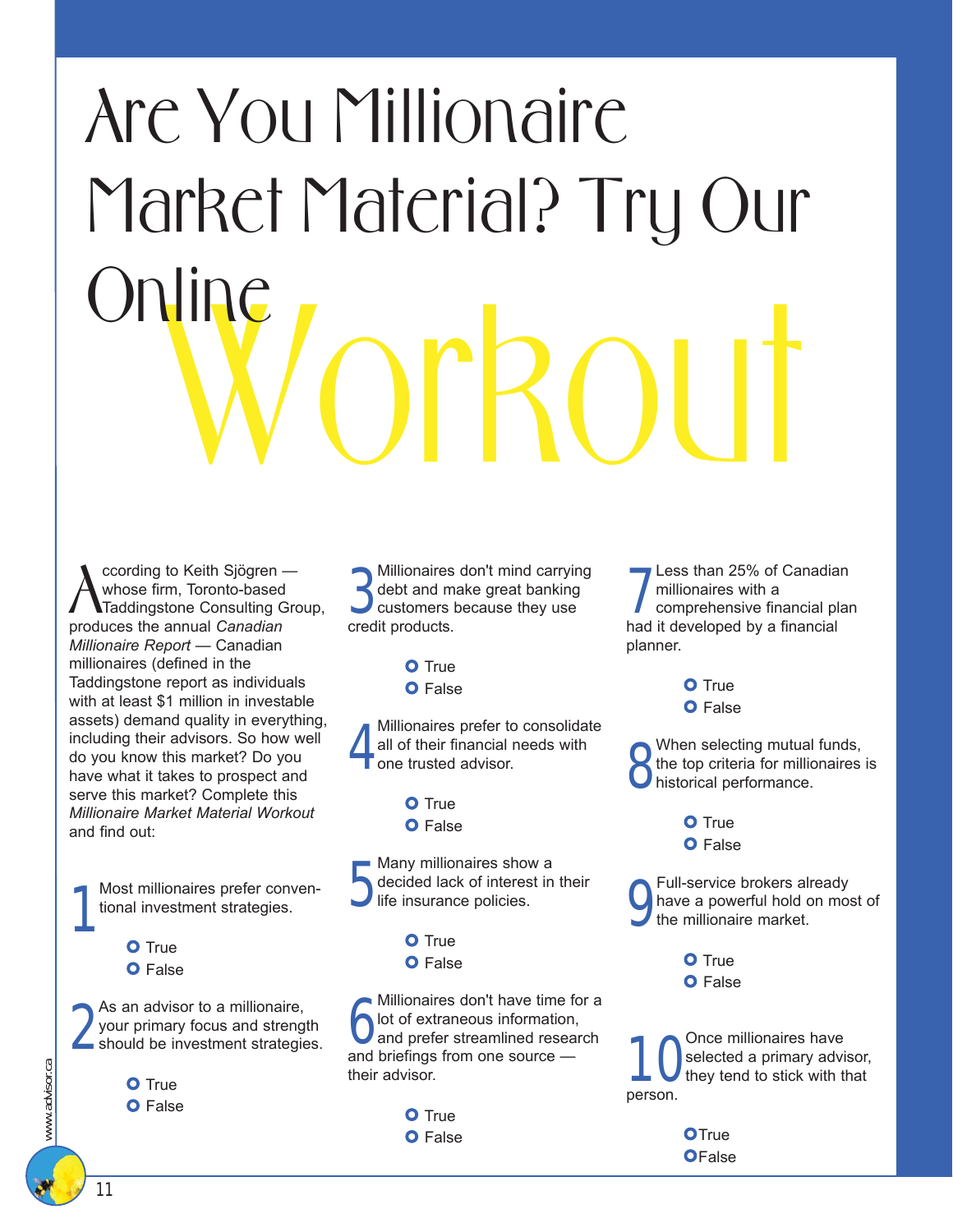# Are You Millionaire Market Material? Try Our Online Workout

According to Keith Sjögren — whose firm, Toronto-based Taddingstone Consulting Group, produces the annual *Canadian Millionaire Report* — Canadian millionaires (defined in the Taddingstone report as individuals with at least $1 million in investable assets) demand quality in everything, including their advisors. So how well do you know this market? Do you have what it takes to prospect and serve this market? Complete this *Millionaire Market Material Workout* and find out:

1. Most millionaires prefer conventional investment strategies.
   - True
   - False

2. As an advisor to a millionaire, your primary focus and strength should be investment strategies.
   - True
   - False

3. Millionaires don't mind carrying debt and make great banking customers because they use credit products.
   - True
   - False

4. Millionaires prefer to consolidate all of their financial needs with one trusted advisor.
   - True
   - False

5. Many millionaires show a decided lack of interest in their life insurance policies.
   - True
   - False

6. Millionaires don't have time for a lot of extraneous information, and prefer streamlined research and briefings from one source — their advisor.
   - True
   - False

7. Less than 25% of Canadian millionaires with a comprehensive financial plan had it developed by a financial planner.
   - True
   - False

8. When selecting mutual funds, the top criteria for millionaires is historical performance.
   - True
   - False

9. Full-service brokers already have a powerful hold on most of the millionaire market.
   - True
   - False

10. Once millionaires have selected a primary advisor, they tend to stick with that person.
    - True
    - False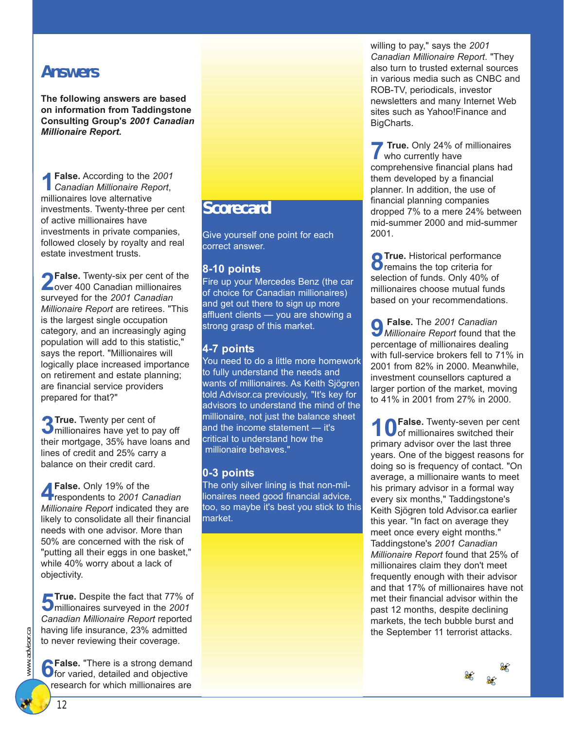# Answers

**The following answers are based on information from Taddingstone Consulting Group's *2001 Canadian Millionaire Report*.**

**1 False.** According to the *2001 Canadian Millionaire Report*, millionaires love alternative investments. Twenty-three per cent of active millionaires have investments in private companies, followed closely by royalty and real estate investment trusts.

**2 False.** Twenty-six per cent of the over 400 Canadian millionaires surveyed for the *2001 Canadian Millionaire Report* are retirees. "This is the largest single occupation category, and an increasingly aging population will add to this statistic," says the report. "Millionaires will logically place increased importance on retirement and estate planning; are financial service providers prepared for that?"

**3 True.** Twenty per cent of millionaires have yet to pay off their mortgage, 35% have loans and lines of credit and 25% carry a balance on their credit card.

**4 False.** Only 19% of the respondents to *2001 Canadian Millionaire Report* indicated they are likely to consolidate all their financial needs with one advisor. More than 50% are concerned with the risk of "putting all their eggs in one basket," while 40% worry about a lack of objectivity.

**5 True.** Despite the fact that 77% of millionaires surveyed in the *2001 Canadian Millionaire Report* reported having life insurance, 23% admitted to never reviewing their coverage.

**6 False.** "There is a strong demand for varied, detailed and objective research for which millionaires are willing to pay," says the *2001 Canadian Millionaire Report*. "They also turn to trusted external sources in various media such as CNBC and ROB-TV, periodicals, investor newsletters and many Internet Web sites such as Yahoo!Finance and BigCharts.

**7 True.** Only 24% of millionaires who currently have comprehensive financial plans had them developed by a financial planner. In addition, the use of financial planning companies dropped 7% to a mere 24% between mid-summer 2000 and mid-summer 2001.

**8 True.** Historical performance remains the top criteria for selection of funds. Only 40% of millionaires choose mutual funds based on your recommendations.

**9 False.** The *2001 Canadian Millionaire Report* found that the percentage of millionaires dealing with full-service brokers fell to 71% in 2001 from 82% in 2000. Meanwhile, investment counsellors captured a larger portion of the market, moving to 41% in 2001 from 27% in 2000.

**10 False.** Twenty-seven per cent of millionaires switched their primary advisor over the last three years. One of the biggest reasons for doing so is frequency of contact. "On average, a millionaire wants to meet his primary advisor in a formal way every six months," Taddingstone's Keith Sjögren told Advisor.ca earlier this year. "In fact on average they meet once every eight months." Taddingstone's *2001 Canadian Millionaire Report* found that 25% of millionaires claim they don't meet frequently enough with their advisor and that 17% of millionaires have not met their financial advisor within the past 12 months, despite declining markets, the tech bubble burst and the September 11 terrorist attacks.

## Scorecard

Give yourself one point for each correct answer.

### 8-10 points

Fire up your Mercedes Benz (the car of choice for Canadian millionaires) and get out there to sign up more affluent clients — you are showing a strong grasp of this market.

### 4-7 points

You need to do a little more homework to fully understand the needs and wants of millionaires. As Keith Sjögren told Advisor.ca previously, "It's key for advisors to understand the mind of the millionaire, not just the balance sheet and the income statement — it's critical to understand how the millionaire behaves."

### 0-3 points

The only silver lining is that non-millionaires need good financial advice, too, so maybe it's best you stick to this market.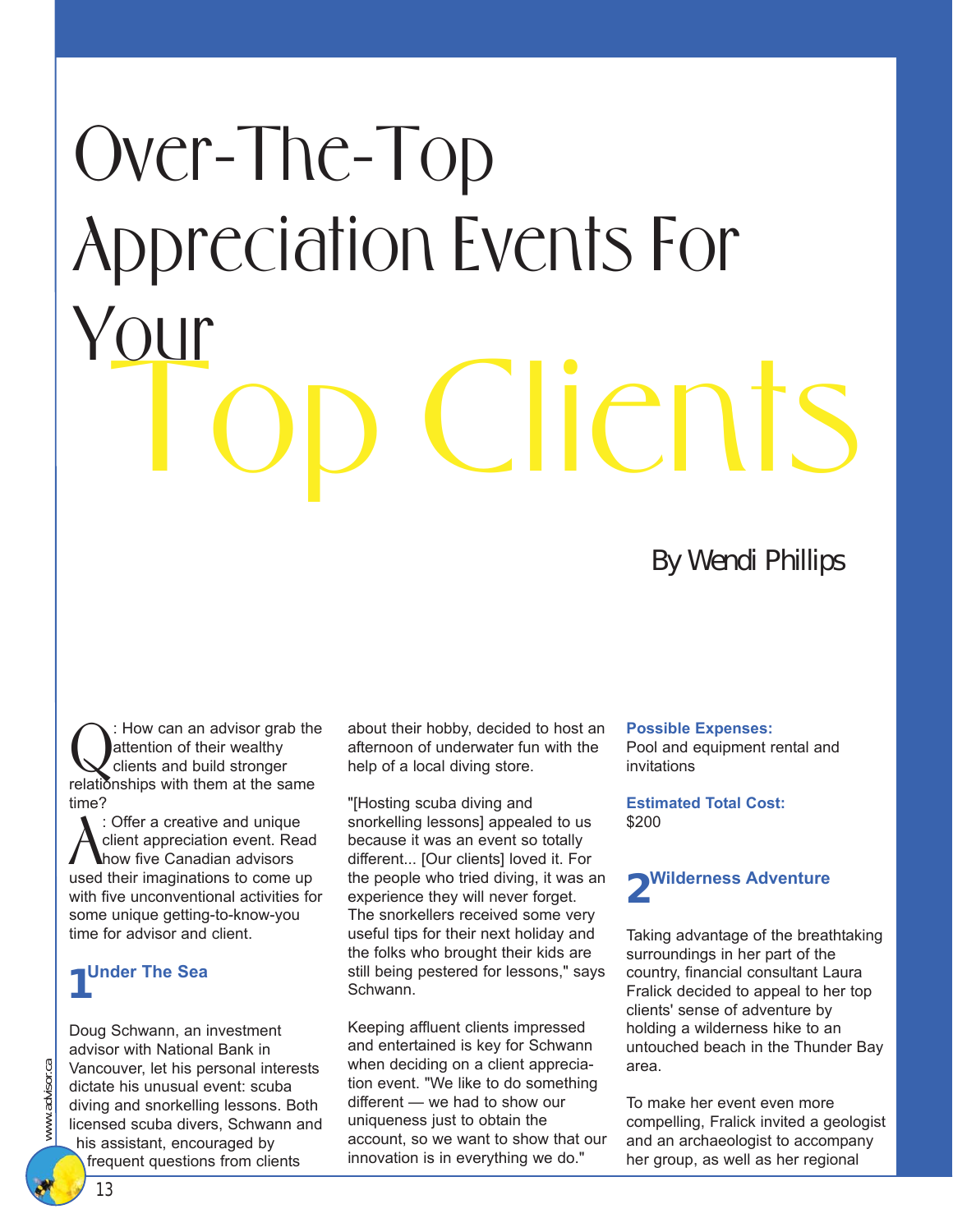# Over-The-Top Appreciation Events For Your Top Clients

By Wendi Phillips

Q: How can an advisor grab the attention of their wealthy clients and build stronger relationships with them at the same time?

A: Offer a creative and unique client appreciation event. Read how five Canadian advisors used their imaginations to come up with five unconventional activities for some unique getting-to-know-you time for advisor and client.

## 1 Under The Sea

Doug Schwann, an investment advisor with National Bank in Vancouver, let his personal interests dictate his unusual event: scuba diving and snorkelling lessons. Both licensed scuba divers, Schwann and his assistant, encouraged by frequent questions from clients about their hobby, decided to host an afternoon of underwater fun with the help of a local diving store.

"[Hosting scuba diving and snorkelling lessons] appealed to us because it was an event so totally different... [Our clients] loved it. For the people who tried diving, it was an experience they will never forget. The snorkellers received some very useful tips for their next holiday and the folks who brought their kids are still being pestered for lessons," says Schwann.

Keeping affluent clients impressed and entertained is key for Schwann when deciding on a client appreciation event. "We like to do something different — we had to show our uniqueness just to obtain the account, so we want to show that our innovation is in everything we do."

**Possible Expenses:**
Pool and equipment rental and invitations

**Estimated Total Cost:**
$200

## 2 Wilderness Adventure

Taking advantage of the breathtaking surroundings in her part of the country, financial consultant Laura Fralick decided to appeal to her top clients' sense of adventure by holding a wilderness hike to an untouched beach in the Thunder Bay area.

To make her event even more compelling, Fralick invited a geologist and an archaeologist to accompany her group, as well as her regional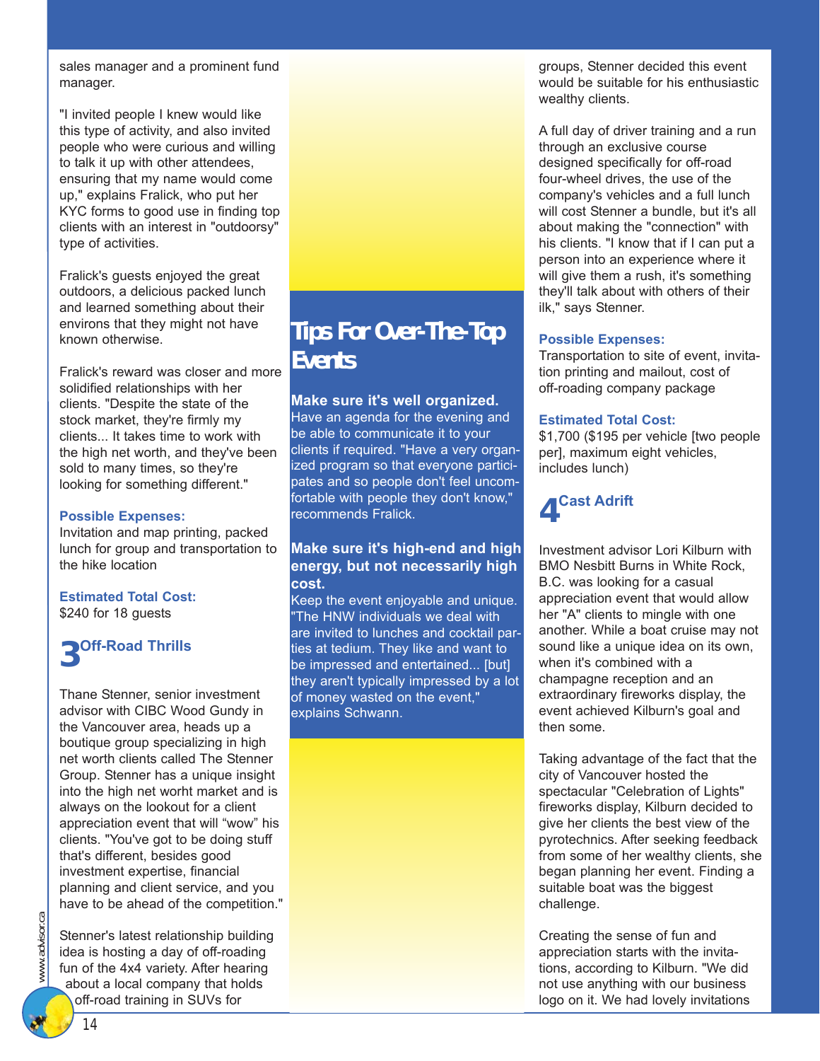sales manager and a prominent fund manager.

"I invited people I knew would like this type of activity, and also invited people who were curious and willing to talk it up with other attendees, ensuring that my name would come up," explains Fralick, who put her KYC forms to good use in finding top clients with an interest in "outdoorsy" type of activities.

Fralick's guests enjoyed the great outdoors, a delicious packed lunch and learned something about their environs that they might not have known otherwise.

Fralick's reward was closer and more solidified relationships with her clients. "Despite the state of the stock market, they're firmly my clients... It takes time to work with the high net worth, and they've been sold to many times, so they're looking for something different."

**Possible Expenses:**
Invitation and map printing, packed lunch for group and transportation to the hike location

**Estimated Total Cost:**
$240 for 18 guests

## 3 Off-Road Thrills

Thane Stenner, senior investment advisor with CIBC Wood Gundy in the Vancouver area, heads up a boutique group specializing in high net worth clients called The Stenner Group. Stenner has a unique insight into the high net worht market and is always on the lookout for a client appreciation event that will "wow" his clients. "You've got to be doing stuff that's different, besides good investment expertise, financial planning and client service, and you have to be ahead of the competition."

Stenner's latest relationship building idea is hosting a day of off-roading fun of the 4x4 variety. After hearing about a local company that holds off-road training in SUVs for groups, Stenner decided this event would be suitable for his enthusiastic wealthy clients.

A full day of driver training and a run through an exclusive course designed specifically for off-road four-wheel drives, the use of the company's vehicles and a full lunch will cost Stenner a bundle, but it's all about making the "connection" with his clients. "I know that if I can put a person into an experience where it will give them a rush, it's something they'll talk about with others of their ilk," says Stenner.

**Possible Expenses:**
Transportation to site of event, invitation printing and mailout, cost of off-roading company package

**Estimated Total Cost:**
$1,700 ($195 per vehicle [two people per], maximum eight vehicles, includes lunch)

## 4 Cast Adrift

Investment advisor Lori Kilburn with BMO Nesbitt Burns in White Rock, B.C. was looking for a casual appreciation event that would allow her "A" clients to mingle with one another. While a boat cruise may not sound like a unique idea on its own, when it's combined with a champagne reception and an extraordinary fireworks display, the event achieved Kilburn's goal and then some.

Taking advantage of the fact that the city of Vancouver hosted the spectacular "Celebration of Lights" fireworks display, Kilburn decided to give her clients the best view of the pyrotechnics. After seeking feedback from some of her wealthy clients, she began planning her event. Finding a suitable boat was the biggest challenge.

Creating the sense of fun and appreciation starts with the invitations, according to Kilburn. "We did not use anything with our business logo on it. We had lovely invitations

## Tips For Over-The-Top Events

**Make sure it's well organized.**
Have an agenda for the evening and be able to communicate it to your clients if required. "Have a very organized program so that everyone participates and so people don't feel uncomfortable with people they don't know," recommends Fralick.

**Make sure it's high-end and high energy, but not necessarily high cost.**
Keep the event enjoyable and unique. "The HNW individuals we deal with are invited to lunches and cocktail parties at tedium. They like and want to be impressed and entertained... [but] they aren't typically impressed by a lot of money wasted on the event," explains Schwann.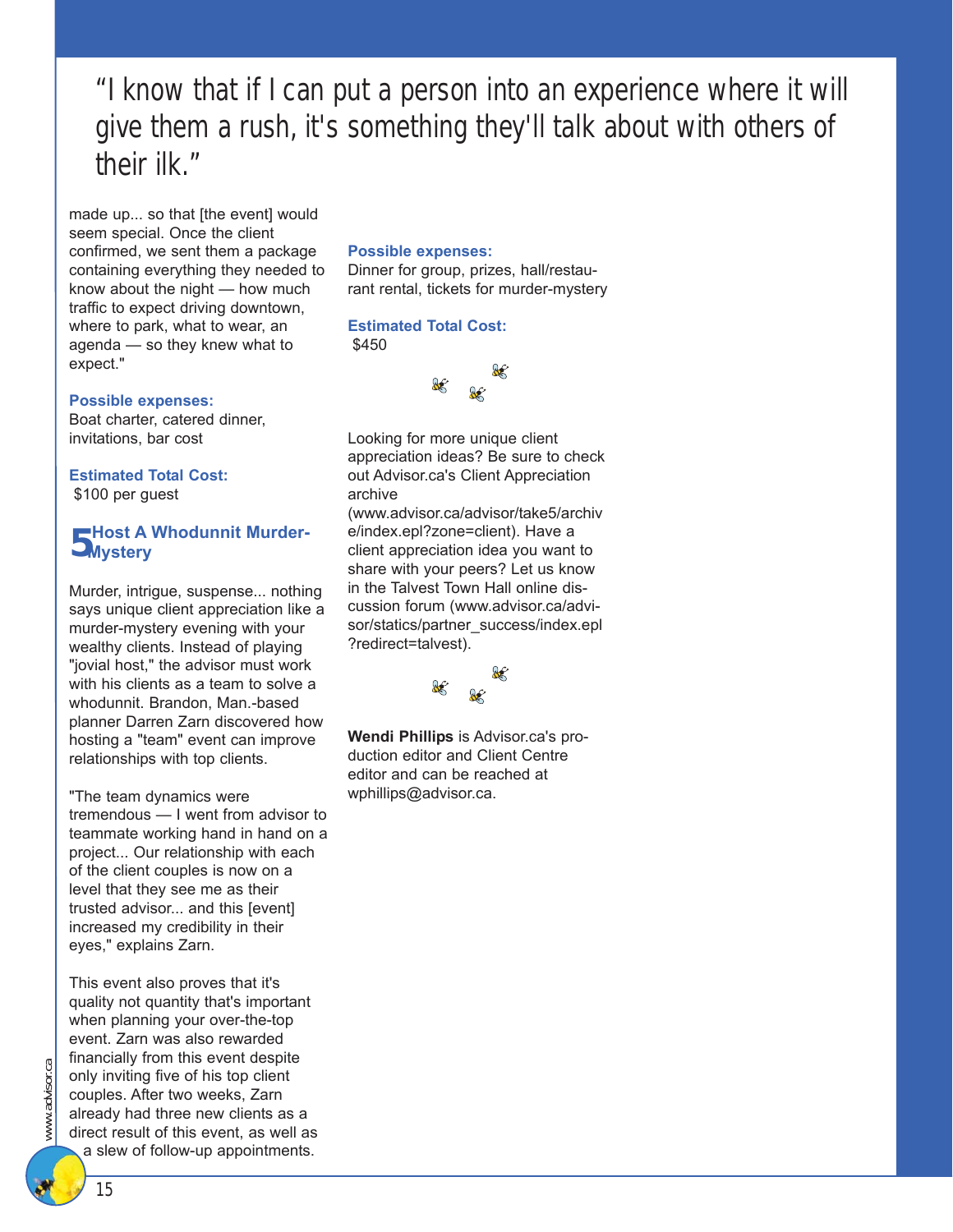> "I know that if I can put a person into an experience where it will give them a rush, it's something they'll talk about with others of their ilk."

made up... so that [the event] would seem special. Once the client confirmed, we sent them a package containing everything they needed to know about the night — how much traffic to expect driving downtown, where to park, what to wear, an agenda — so they knew what to expect."

**Possible expenses:**
Boat charter, catered dinner, invitations, bar cost

**Estimated Total Cost:**
$100 per guest

## 5 Host A Whodunnit Murder-Mystery

Murder, intrigue, suspense... nothing says unique client appreciation like a murder-mystery evening with your wealthy clients. Instead of playing "jovial host," the advisor must work with his clients as a team to solve a whodunnit. Brandon, Man.-based planner Darren Zarn discovered how hosting a "team" event can improve relationships with top clients.

"The team dynamics were tremendous — I went from advisor to teammate working hand in hand on a project... Our relationship with each of the client couples is now on a level that they see me as their trusted advisor... and this [event] increased my credibility in their eyes," explains Zarn.

This event also proves that it's quality not quantity that's important when planning your over-the-top event. Zarn was also rewarded financially from this event despite only inviting five of his top client couples. After two weeks, Zarn already had three new clients as a direct result of this event, as well as a slew of follow-up appointments.

**Possible expenses:**
Dinner for group, prizes, hall/restaurant rental, tickets for murder-mystery

**Estimated Total Cost:**
$450

Looking for more unique client appreciation ideas? Be sure to check out Advisor.ca's Client Appreciation archive (www.advisor.ca/advisor/take5/archive/index.epl?zone=client). Have a client appreciation idea you want to share with your peers? Let us know in the Talvest Town Hall online discussion forum (www.advisor.ca/advisor/statics/partner_success/index.epl?redirect=talvest).

**Wendi Phillips** is Advisor.ca's production editor and Client Centre editor and can be reached at wphillips@advisor.ca.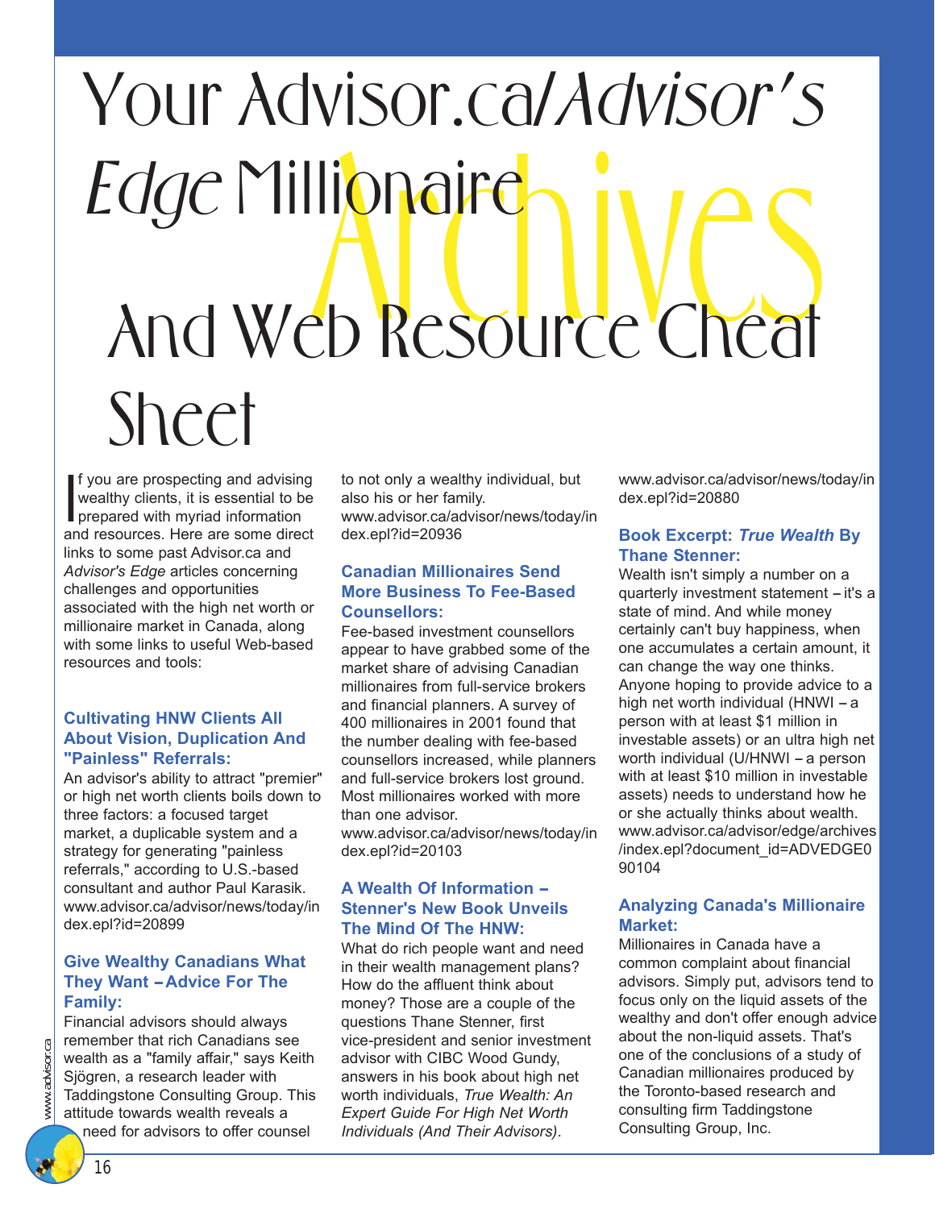# Your Advisor.ca/*Advisor's Edge* Millionaire Archives And Web Resource Cheat Sheet

If you are prospecting and advising wealthy clients, it is essential to be prepared with myriad information and resources. Here are some direct links to some past Advisor.ca and *Advisor's Edge* articles concerning challenges and opportunities associated with the high net worth or millionaire market in Canada, along with some links to useful Web-based resources and tools:

### Cultivating HNW Clients All About Vision, Duplication And "Painless" Referrals:

An advisor's ability to attract "premier" or high net worth clients boils down to three factors: a focused target market, a duplicable system and a strategy for generating "painless referrals," according to U.S.-based consultant and author Paul Karasik. www.advisor.ca/advisor/news/today/index.epl?id=20899

### Give Wealthy Canadians What They Want – Advice For The Family:

Financial advisors should always remember that rich Canadians see wealth as a "family affair," says Keith Sjögren, a research leader with Taddingstone Consulting Group. This attitude towards wealth reveals a need for advisors to offer counsel to not only a wealthy individual, but also his or her family. www.advisor.ca/advisor/news/today/index.epl?id=20936

### Canadian Millionaires Send More Business To Fee-Based Counsellors:

Fee-based investment counsellors appear to have grabbed some of the market share of advising Canadian millionaires from full-service brokers and financial planners. A survey of 400 millionaires in 2001 found that the number dealing with fee-based counsellors increased, while planners and full-service brokers lost ground. Most millionaires worked with more than one advisor. www.advisor.ca/advisor/news/today/index.epl?id=20103

### A Wealth Of Information – Stenner's New Book Unveils The Mind Of The HNW:

What do rich people want and need in their wealth management plans? How do the affluent think about money? Those are a couple of the questions Thane Stenner, first vice-president and senior investment advisor with CIBC Wood Gundy, answers in his book about high net worth individuals, *True Wealth: An Expert Guide For High Net Worth Individuals (And Their Advisors)*. www.advisor.ca/advisor/news/today/index.epl?id=20880

### Book Excerpt: *True Wealth* By Thane Stenner:

Wealth isn't simply a number on a quarterly investment statement – it's a state of mind. And while money certainly can't buy happiness, when one accumulates a certain amount, it can change the way one thinks. Anyone hoping to provide advice to a high net worth individual (HNWI – a person with at least $1 million in investable assets) or an ultra high net worth individual (U/HNWI – a person with at least $10 million in investable assets) needs to understand how he or she actually thinks about wealth. www.advisor.ca/advisor/edge/archives/index.epl?document_id=ADVEDGE090104

### Analyzing Canada's Millionaire Market:

Millionaires in Canada have a common complaint about financial advisors. Simply put, advisors tend to focus only on the liquid assets of the wealthy and don't offer enough advice about the non-liquid assets. That's one of the conclusions of a study of Canadian millionaires produced by the Toronto-based research and consulting firm Taddingstone Consulting Group, Inc.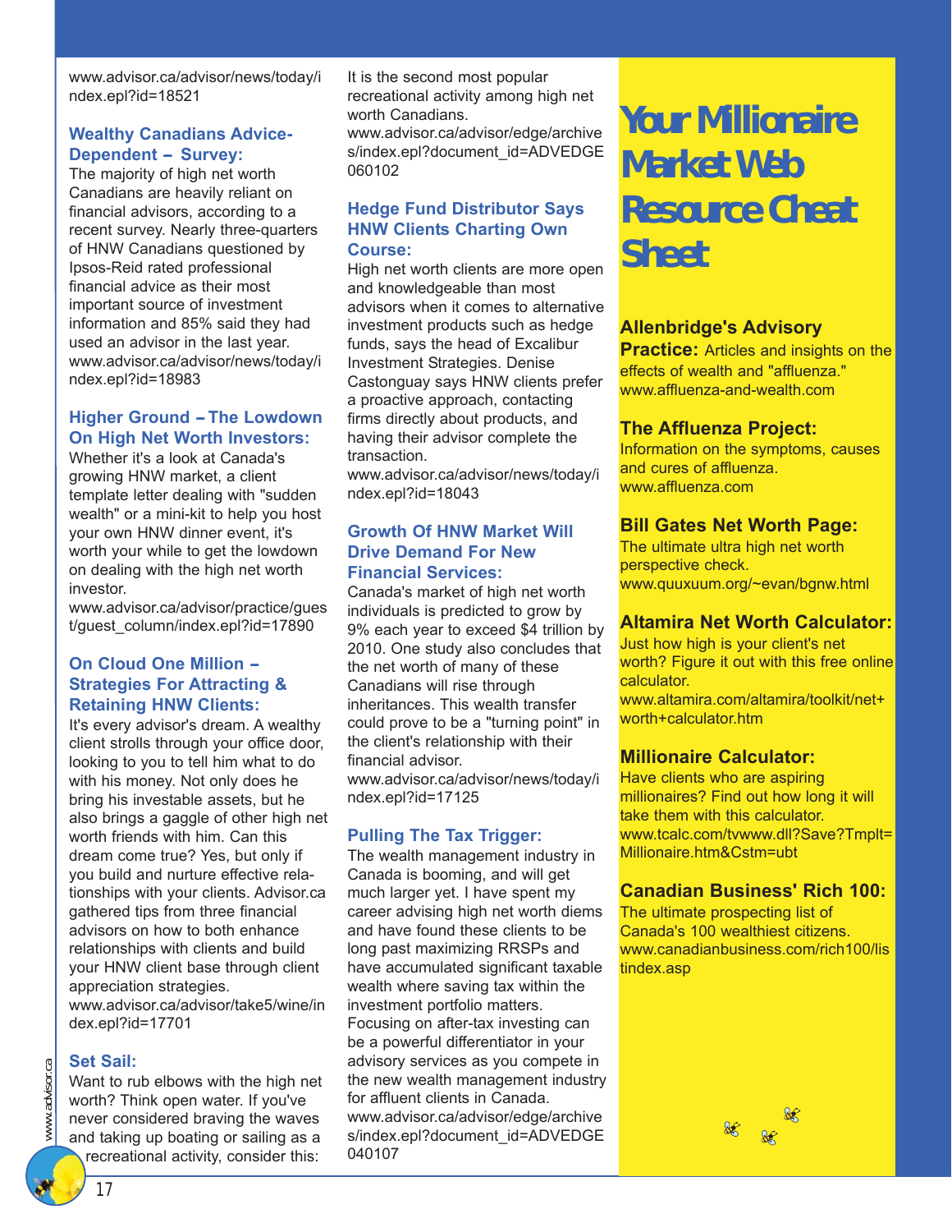www.advisor.ca/advisor/news/today/index.epl?id=18521

### Wealthy Canadians Advice-Dependent – Survey:

The majority of high net worth Canadians are heavily reliant on financial advisors, according to a recent survey. Nearly three-quarters of HNW Canadians questioned by Ipsos-Reid rated professional financial advice as their most important source of investment information and 85% said they had used an advisor in the last year.
www.advisor.ca/advisor/news/today/index.epl?id=18983

### Higher Ground – The Lowdown On High Net Worth Investors:

Whether it's a look at Canada's growing HNW market, a client template letter dealing with "sudden wealth" or a mini-kit to help you host your own HNW dinner event, it's worth your while to get the lowdown on dealing with the high net worth investor.
www.advisor.ca/advisor/practice/guest/guest_column/index.epl?id=17890

### On Cloud One Million – Strategies For Attracting & Retaining HNW Clients:

It's every advisor's dream. A wealthy client strolls through your office door, looking to you to tell him what to do with his money. Not only does he bring his investable assets, but he also brings a gaggle of other high net worth friends with him. Can this dream come true? Yes, but only if you build and nurture effective relationships with your clients. Advisor.ca gathered tips from three financial advisors on how to both enhance relationships with clients and build your HNW client base through client appreciation strategies.
www.advisor.ca/advisor/take5/wine/index.epl?id=17701

### Set Sail:

Want to rub elbows with the high net worth? Think open water. If you've never considered braving the waves and taking up boating or sailing as a recreational activity, consider this: It is the second most popular recreational activity among high net worth Canadians.
www.advisor.ca/advisor/edge/archives/index.epl?document_id=ADVEDGE060102

### Hedge Fund Distributor Says HNW Clients Charting Own Course:

High net worth clients are more open and knowledgeable than most advisors when it comes to alternative investment products such as hedge funds, says the head of Excalibur Investment Strategies. Denise Castonguay says HNW clients prefer a proactive approach, contacting firms directly about products, and having their advisor complete the transaction.
www.advisor.ca/advisor/news/today/index.epl?id=18043

### Growth Of HNW Market Will Drive Demand For New Financial Services:

Canada's market of high net worth individuals is predicted to grow by 9% each year to exceed $4 trillion by 2010. One study also concludes that the net worth of many of these Canadians will rise through inheritances. This wealth transfer could prove to be a "turning point" in the client's relationship with their financial advisor.
www.advisor.ca/advisor/news/today/index.epl?id=17125

### Pulling The Tax Trigger:

The wealth management industry in Canada is booming, and will get much larger yet. I have spent my career advising high net worth diems and have found these clients to be long past maximizing RRSPs and have accumulated significant taxable wealth where saving tax within the investment portfolio matters. Focusing on after-tax investing can be a powerful differentiator in your advisory services as you compete in the new wealth management industry for affluent clients in Canada.
www.advisor.ca/advisor/edge/archives/index.epl?document_id=ADVEDGE040107

# Your Millionaire Market Web Resource Cheat Sheet

**Allenbridge's Advisory Practice:** Articles and insights on the effects of wealth and "affluenza."
www.affluenza-and-wealth.com

**The Affluenza Project:**
Information on the symptoms, causes and cures of affluenza.
www.affluenza.com

**Bill Gates Net Worth Page:**
The ultimate ultra high net worth perspective check.
www.quuxuum.org/~evan/bgnw.html

**Altamira Net Worth Calculator:**
Just how high is your client's net worth? Figure it out with this free online calculator.
www.altamira.com/altamira/toolkit/net+worth+calculator.htm

**Millionaire Calculator:**
Have clients who are aspiring millionaires? Find out how long it will take them with this calculator.
www.tcalc.com/tvwww.dll?Save?Tmplt=Millionaire.htm&Cstm=ubt

**Canadian Business' Rich 100:**
The ultimate prospecting list of Canada's 100 wealthiest citizens.
www.canadianbusiness.com/rich100/listindex.asp